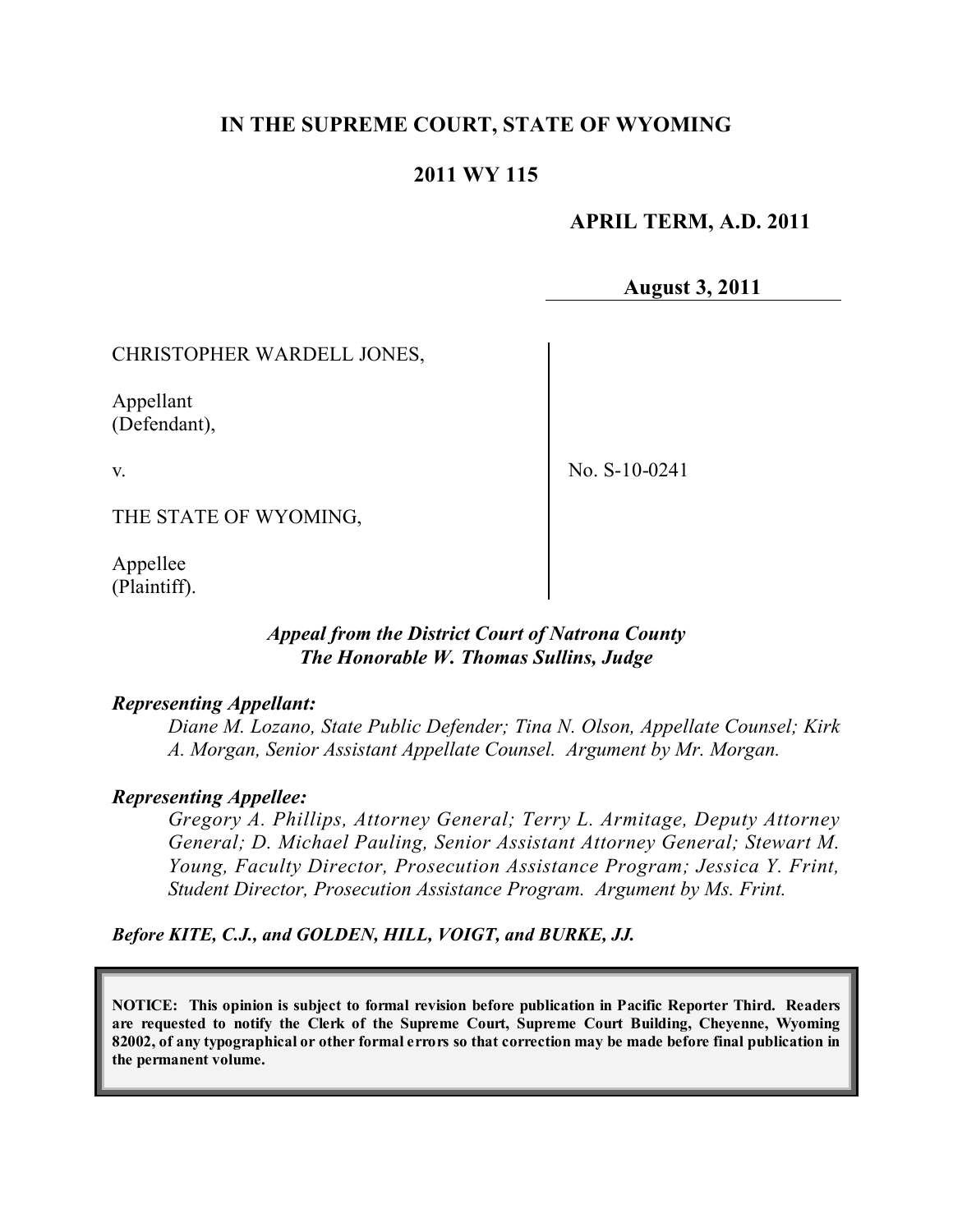**IN THE SUPREME COURT, STATE OF WYOMING**

**2011 WY 115**

**APRIL TERM, A.D. 2011**

**August 3, 2011**

CHRISTOPHER WARDELL JONES,

Appellant
(Defendant),

v.

THE STATE OF WYOMING,

Appellee
(Plaintiff).

No. S-10-0241

***Appeal from the District Court of Natrona County***
***The Honorable W. Thomas Sullins, Judge***

***Representing Appellant:***

*Diane M. Lozano, State Public Defender; Tina N. Olson, Appellate Counsel; Kirk A. Morgan, Senior Assistant Appellate Counsel. Argument by Mr. Morgan.*

***Representing Appellee:***

*Gregory A. Phillips, Attorney General; Terry L. Armitage, Deputy Attorney General; D. Michael Pauling, Senior Assistant Attorney General; Stewart M. Young, Faculty Director, Prosecution Assistance Program; Jessica Y. Frint, Student Director, Prosecution Assistance Program. Argument by Ms. Frint.*

***Before KITE, C.J., and GOLDEN, HILL, VOIGT, and BURKE, JJ.***

**NOTICE: This opinion is subject to formal revision before publication in Pacific Reporter Third. Readers are requested to notify the Clerk of the Supreme Court, Supreme Court Building, Cheyenne, Wyoming 82002, of any typographical or other formal errors so that correction may be made before final publication in the permanent volume.**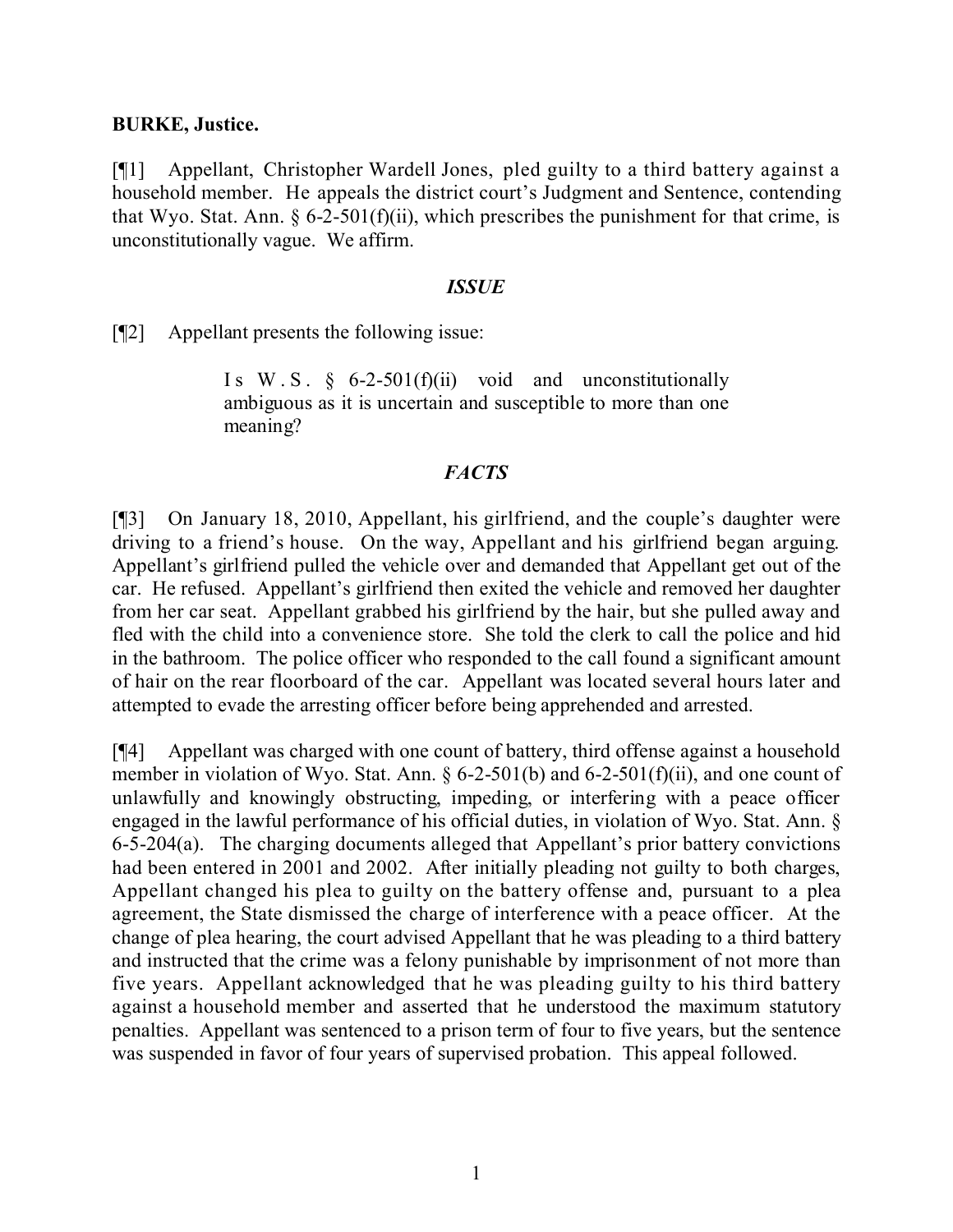**BURKE, Justice.**

[¶1] Appellant, Christopher Wardell Jones, pled guilty to a third battery against a household member. He appeals the district court's Judgment and Sentence, contending that Wyo. Stat. Ann. § 6-2-501(f)(ii), which prescribes the punishment for that crime, is unconstitutionally vague. We affirm.

### *ISSUE*

[¶2] Appellant presents the following issue:

> Is W.S. § 6-2-501(f)(ii) void and unconstitutionally ambiguous as it is uncertain and susceptible to more than one meaning?

### *FACTS*

[¶3] On January 18, 2010, Appellant, his girlfriend, and the couple's daughter were driving to a friend's house. On the way, Appellant and his girlfriend began arguing. Appellant's girlfriend pulled the vehicle over and demanded that Appellant get out of the car. He refused. Appellant's girlfriend then exited the vehicle and removed her daughter from her car seat. Appellant grabbed his girlfriend by the hair, but she pulled away and fled with the child into a convenience store. She told the clerk to call the police and hid in the bathroom. The police officer who responded to the call found a significant amount of hair on the rear floorboard of the car. Appellant was located several hours later and attempted to evade the arresting officer before being apprehended and arrested.

[¶4] Appellant was charged with one count of battery, third offense against a household member in violation of Wyo. Stat. Ann. § 6-2-501(b) and 6-2-501(f)(ii), and one count of unlawfully and knowingly obstructing, impeding, or interfering with a peace officer engaged in the lawful performance of his official duties, in violation of Wyo. Stat. Ann. § 6-5-204(a). The charging documents alleged that Appellant's prior battery convictions had been entered in 2001 and 2002. After initially pleading not guilty to both charges, Appellant changed his plea to guilty on the battery offense and, pursuant to a plea agreement, the State dismissed the charge of interference with a peace officer. At the change of plea hearing, the court advised Appellant that he was pleading to a third battery and instructed that the crime was a felony punishable by imprisonment of not more than five years. Appellant acknowledged that he was pleading guilty to his third battery against a household member and asserted that he understood the maximum statutory penalties. Appellant was sentenced to a prison term of four to five years, but the sentence was suspended in favor of four years of supervised probation. This appeal followed.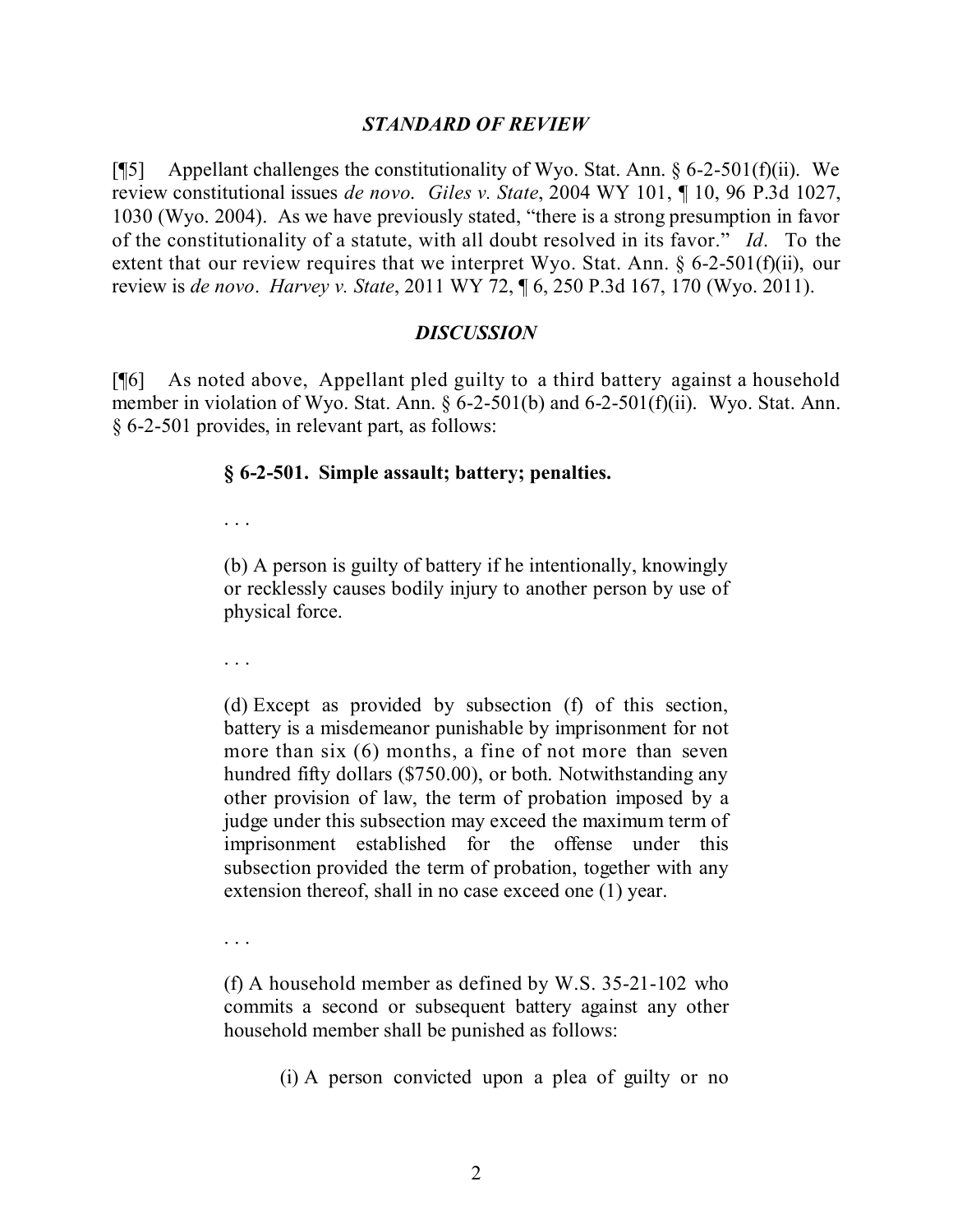### *STANDARD OF REVIEW*

[¶5] Appellant challenges the constitutionality of Wyo. Stat. Ann. § 6-2-501(f)(ii). We review constitutional issues *de novo*. *Giles v. State*, 2004 WY 101, ¶ 10, 96 P.3d 1027, 1030 (Wyo. 2004). As we have previously stated, "there is a strong presumption in favor of the constitutionality of a statute, with all doubt resolved in its favor." *Id*. To the extent that our review requires that we interpret Wyo. Stat. Ann. § 6-2-501(f)(ii), our review is *de novo*. *Harvey v. State*, 2011 WY 72, ¶ 6, 250 P.3d 167, 170 (Wyo. 2011).

### *DISCUSSION*

[¶6] As noted above, Appellant pled guilty to a third battery against a household member in violation of Wyo. Stat. Ann. § 6-2-501(b) and 6-2-501(f)(ii). Wyo. Stat. Ann. § 6-2-501 provides, in relevant part, as follows:

> **§ 6-2-501. Simple assault; battery; penalties.**
>
> . . .
>
> (b) A person is guilty of battery if he intentionally, knowingly or recklessly causes bodily injury to another person by use of physical force.
>
> . . .
>
> (d) Except as provided by subsection (f) of this section, battery is a misdemeanor punishable by imprisonment for not more than six (6) months, a fine of not more than seven hundred fifty dollars ($750.00), or both. Notwithstanding any other provision of law, the term of probation imposed by a judge under this subsection may exceed the maximum term of imprisonment established for the offense under this subsection provided the term of probation, together with any extension thereof, shall in no case exceed one (1) year.
>
> . . .
>
> (f) A household member as defined by W.S. 35-21-102 who commits a second or subsequent battery against any other household member shall be punished as follows:
>
> (i) A person convicted upon a plea of guilty or no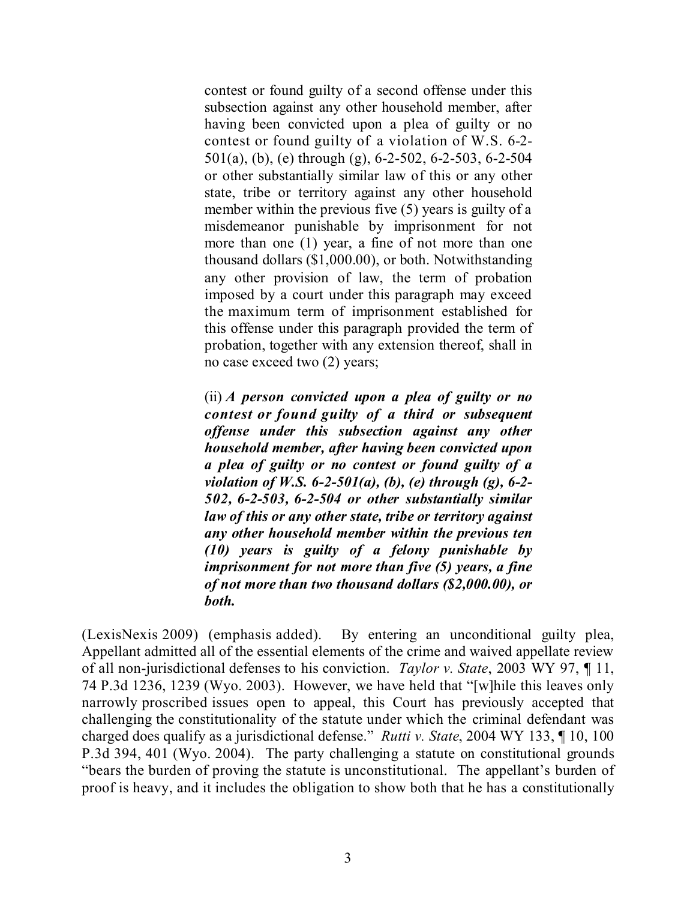> contest or found guilty of a second offense under this subsection against any other household member, after having been convicted upon a plea of guilty or no contest or found guilty of a violation of W.S. 6-2-501(a), (b), (e) through (g), 6-2-502, 6-2-503, 6-2-504 or other substantially similar law of this or any other state, tribe or territory against any other household member within the previous five (5) years is guilty of a misdemeanor punishable by imprisonment for not more than one (1) year, a fine of not more than one thousand dollars ($1,000.00), or both. Notwithstanding any other provision of law, the term of probation imposed by a court under this paragraph may exceed the maximum term of imprisonment established for this offense under this paragraph provided the term of probation, together with any extension thereof, shall in no case exceed two (2) years;
>
> (ii) ***A person convicted upon a plea of guilty or no contest or found guilty of a third or subsequent offense under this subsection against any other household member, after having been convicted upon a plea of guilty or no contest or found guilty of a violation of W.S. 6-2-501(a), (b), (e) through (g), 6-2-502, 6-2-503, 6-2-504 or other substantially similar law of this or any other state, tribe or territory against any other household member within the previous ten (10) years is guilty of a felony punishable by imprisonment for not more than five (5) years, a fine of not more than two thousand dollars ($2,000.00), or both.***

(LexisNexis 2009) (emphasis added). By entering an unconditional guilty plea, Appellant admitted all of the essential elements of the crime and waived appellate review of all non-jurisdictional defenses to his conviction. *Taylor v. State*, 2003 WY 97, ¶ 11, 74 P.3d 1236, 1239 (Wyo. 2003). However, we have held that "[w]hile this leaves only narrowly proscribed issues open to appeal, this Court has previously accepted that challenging the constitutionality of the statute under which the criminal defendant was charged does qualify as a jurisdictional defense." *Rutti v. State*, 2004 WY 133, ¶ 10, 100 P.3d 394, 401 (Wyo. 2004). The party challenging a statute on constitutional grounds "bears the burden of proving the statute is unconstitutional. The appellant's burden of proof is heavy, and it includes the obligation to show both that he has a constitutionally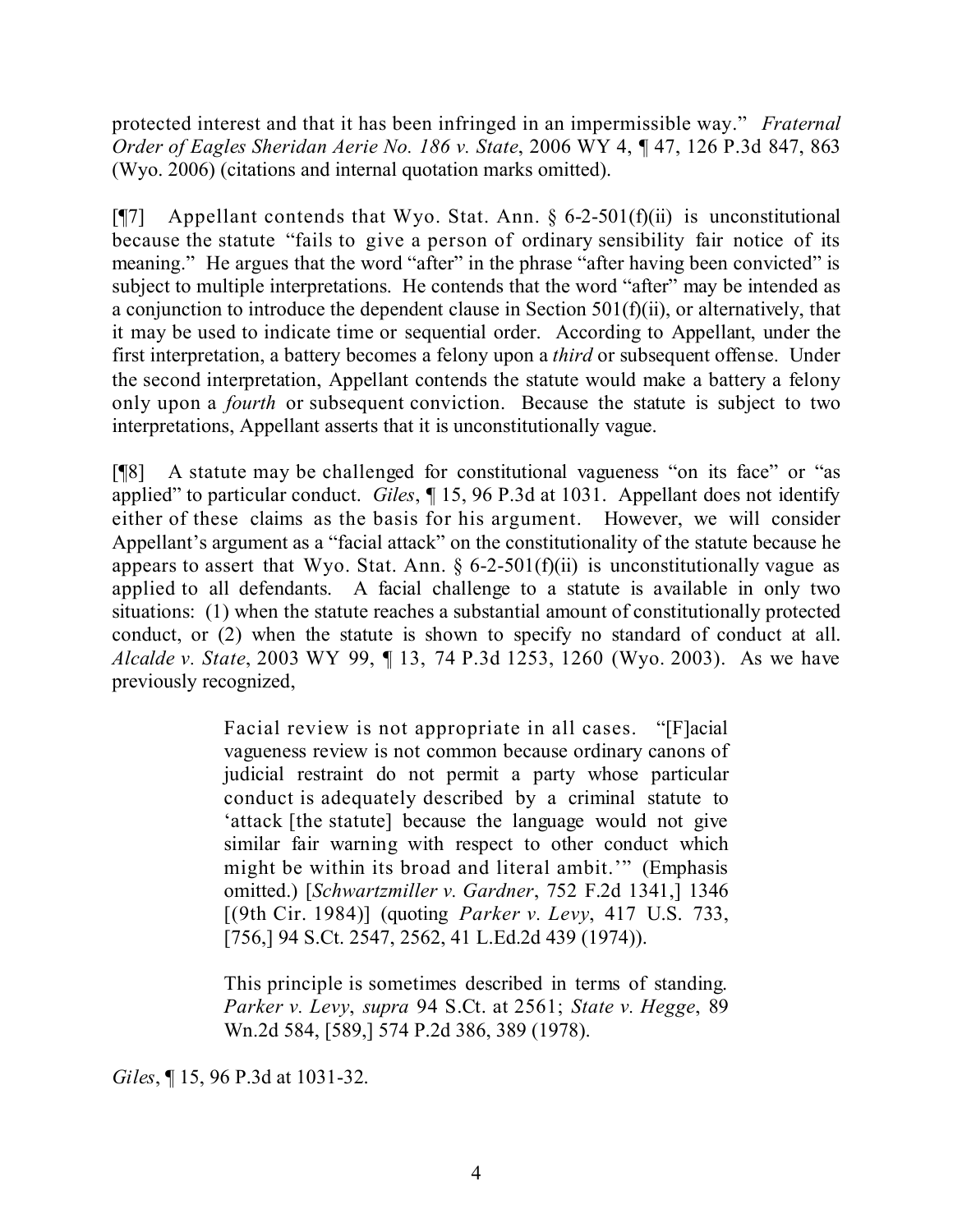protected interest and that it has been infringed in an impermissible way." *Fraternal Order of Eagles Sheridan Aerie No. 186 v. State*, 2006 WY 4, ¶ 47, 126 P.3d 847, 863 (Wyo. 2006) (citations and internal quotation marks omitted).

[¶7] Appellant contends that Wyo. Stat. Ann. § 6-2-501(f)(ii) is unconstitutional because the statute "fails to give a person of ordinary sensibility fair notice of its meaning." He argues that the word "after" in the phrase "after having been convicted" is subject to multiple interpretations. He contends that the word "after" may be intended as a conjunction to introduce the dependent clause in Section 501(f)(ii), or alternatively, that it may be used to indicate time or sequential order. According to Appellant, under the first interpretation, a battery becomes a felony upon a *third* or subsequent offense. Under the second interpretation, Appellant contends the statute would make a battery a felony only upon a *fourth* or subsequent conviction. Because the statute is subject to two interpretations, Appellant asserts that it is unconstitutionally vague.

[¶8] A statute may be challenged for constitutional vagueness "on its face" or "as applied" to particular conduct. *Giles*, ¶ 15, 96 P.3d at 1031. Appellant does not identify either of these claims as the basis for his argument. However, we will consider Appellant's argument as a "facial attack" on the constitutionality of the statute because he appears to assert that Wyo. Stat. Ann. § 6-2-501(f)(ii) is unconstitutionally vague as applied to all defendants. A facial challenge to a statute is available in only two situations: (1) when the statute reaches a substantial amount of constitutionally protected conduct, or (2) when the statute is shown to specify no standard of conduct at all. *Alcalde v. State*, 2003 WY 99, ¶ 13, 74 P.3d 1253, 1260 (Wyo. 2003). As we have previously recognized,

> Facial review is not appropriate in all cases. "[F]acial vagueness review is not common because ordinary canons of judicial restraint do not permit a party whose particular conduct is adequately described by a criminal statute to 'attack [the statute] because the language would not give similar fair warning with respect to other conduct which might be within its broad and literal ambit.'" (Emphasis omitted.) [*Schwartzmiller v. Gardner*, 752 F.2d 1341,] 1346 [(9th Cir. 1984)] (quoting *Parker v. Levy*, 417 U.S. 733, [756,] 94 S.Ct. 2547, 2562, 41 L.Ed.2d 439 (1974)).
>
> This principle is sometimes described in terms of standing. *Parker v. Levy*, *supra* 94 S.Ct. at 2561; *State v. Hegge*, 89 Wn.2d 584, [589,] 574 P.2d 386, 389 (1978).

*Giles*, ¶ 15, 96 P.3d at 1031-32.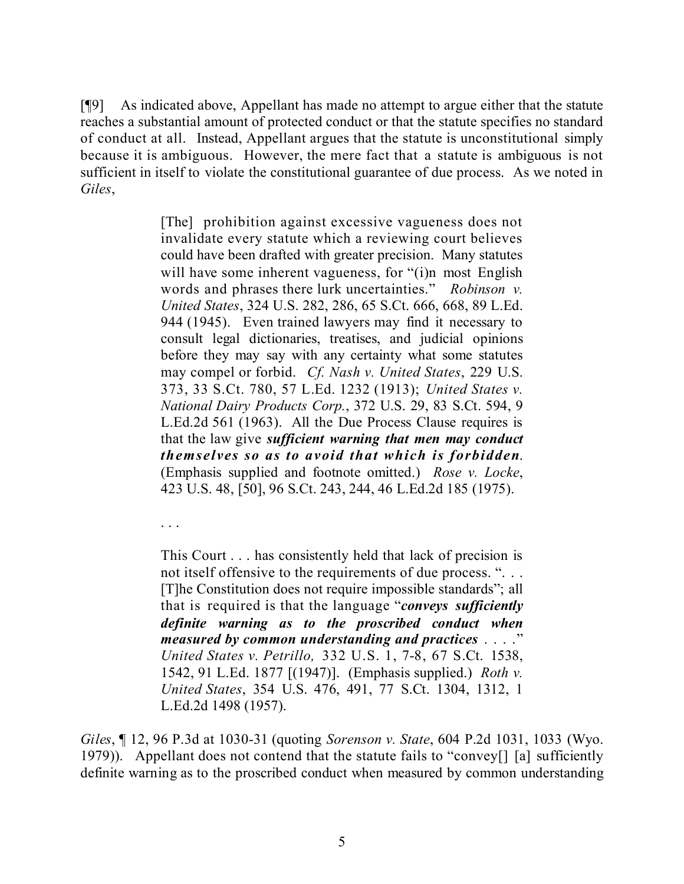[¶9] As indicated above, Appellant has made no attempt to argue either that the statute reaches a substantial amount of protected conduct or that the statute specifies no standard of conduct at all. Instead, Appellant argues that the statute is unconstitutional simply because it is ambiguous. However, the mere fact that a statute is ambiguous is not sufficient in itself to violate the constitutional guarantee of due process. As we noted in *Giles*,

> [The] prohibition against excessive vagueness does not invalidate every statute which a reviewing court believes could have been drafted with greater precision. Many statutes will have some inherent vagueness, for "(i)n most English words and phrases there lurk uncertainties." *Robinson v. United States*, 324 U.S. 282, 286, 65 S.Ct. 666, 668, 89 L.Ed. 944 (1945). Even trained lawyers may find it necessary to consult legal dictionaries, treatises, and judicial opinions before they may say with any certainty what some statutes may compel or forbid. *Cf. Nash v. United States*, 229 U.S. 373, 33 S.Ct. 780, 57 L.Ed. 1232 (1913); *United States v. National Dairy Products Corp.*, 372 U.S. 29, 83 S.Ct. 594, 9 L.Ed.2d 561 (1963). All the Due Process Clause requires is that the law give ***sufficient warning that men may conduct themselves so as to avoid that which is forbidden***. (Emphasis supplied and footnote omitted.) *Rose v. Locke*, 423 U.S. 48, [50], 96 S.Ct. 243, 244, 46 L.Ed.2d 185 (1975).
>
> . . .
>
> This Court . . . has consistently held that lack of precision is not itself offensive to the requirements of due process. ". . . [T]he Constitution does not require impossible standards"; all that is required is that the language "***conveys sufficiently definite warning as to the proscribed conduct when measured by common understanding and practices*** . . . ." *United States v. Petrillo,* 332 U.S. 1, 7-8, 67 S.Ct. 1538, 1542, 91 L.Ed. 1877 [(1947)]. (Emphasis supplied.) *Roth v. United States*, 354 U.S. 476, 491, 77 S.Ct. 1304, 1312, 1 L.Ed.2d 1498 (1957).

*Giles*, ¶ 12, 96 P.3d at 1030-31 (quoting *Sorenson v. State*, 604 P.2d 1031, 1033 (Wyo. 1979)). Appellant does not contend that the statute fails to "convey[] [a] sufficiently definite warning as to the proscribed conduct when measured by common understanding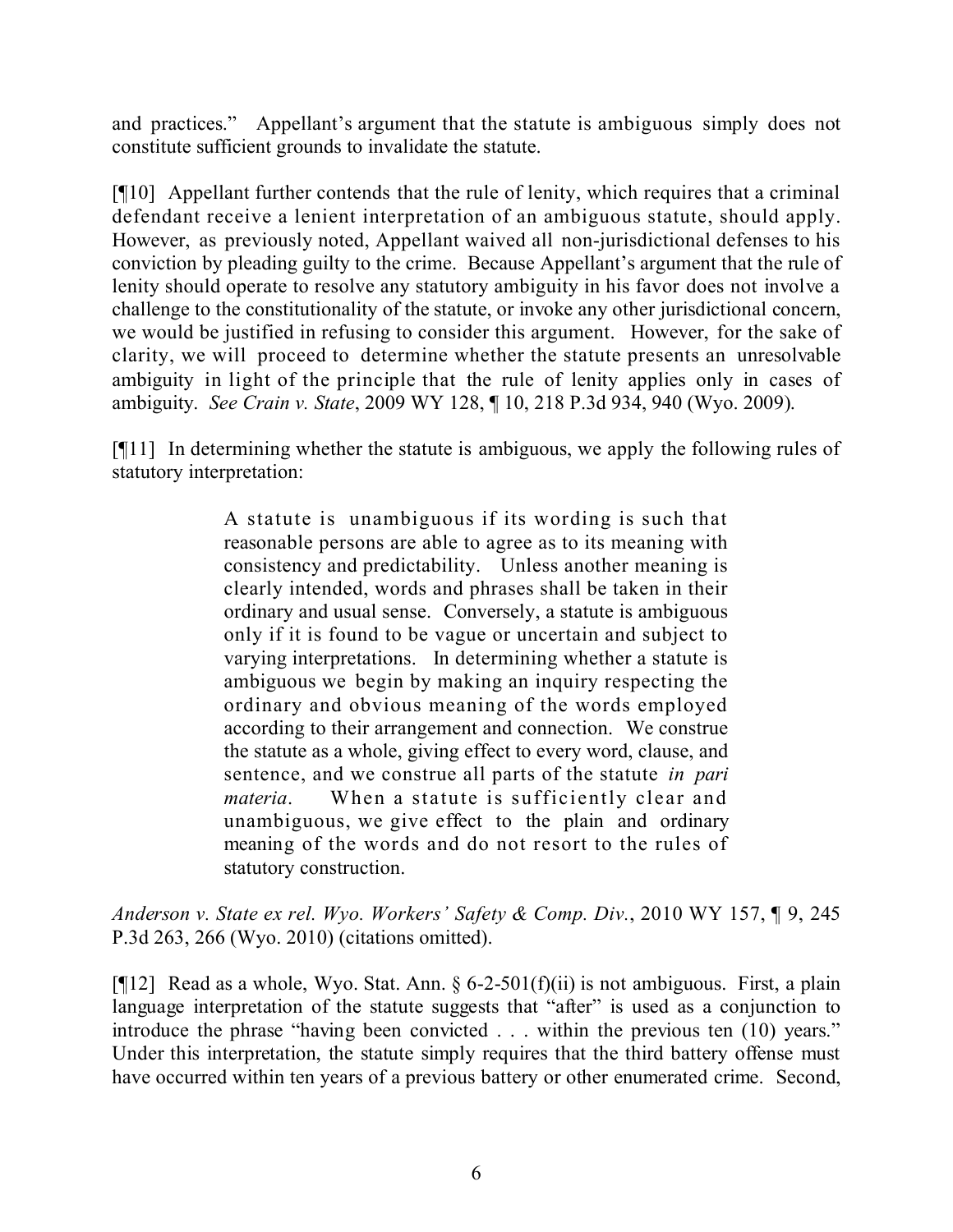and practices." Appellant's argument that the statute is ambiguous simply does not constitute sufficient grounds to invalidate the statute.

[¶10] Appellant further contends that the rule of lenity, which requires that a criminal defendant receive a lenient interpretation of an ambiguous statute, should apply. However, as previously noted, Appellant waived all non-jurisdictional defenses to his conviction by pleading guilty to the crime. Because Appellant's argument that the rule of lenity should operate to resolve any statutory ambiguity in his favor does not involve a challenge to the constitutionality of the statute, or invoke any other jurisdictional concern, we would be justified in refusing to consider this argument. However, for the sake of clarity, we will proceed to determine whether the statute presents an unresolvable ambiguity in light of the principle that the rule of lenity applies only in cases of ambiguity. *See Crain v. State*, 2009 WY 128, ¶ 10, 218 P.3d 934, 940 (Wyo. 2009).

[¶11] In determining whether the statute is ambiguous, we apply the following rules of statutory interpretation:

> A statute is unambiguous if its wording is such that reasonable persons are able to agree as to its meaning with consistency and predictability. Unless another meaning is clearly intended, words and phrases shall be taken in their ordinary and usual sense. Conversely, a statute is ambiguous only if it is found to be vague or uncertain and subject to varying interpretations. In determining whether a statute is ambiguous we begin by making an inquiry respecting the ordinary and obvious meaning of the words employed according to their arrangement and connection. We construe the statute as a whole, giving effect to every word, clause, and sentence, and we construe all parts of the statute *in pari materia*. When a statute is sufficiently clear and unambiguous, we give effect to the plain and ordinary meaning of the words and do not resort to the rules of statutory construction.

*Anderson v. State ex rel. Wyo. Workers' Safety & Comp. Div.*, 2010 WY 157, ¶ 9, 245 P.3d 263, 266 (Wyo. 2010) (citations omitted).

[¶12] Read as a whole, Wyo. Stat. Ann. § 6-2-501(f)(ii) is not ambiguous. First, a plain language interpretation of the statute suggests that "after" is used as a conjunction to introduce the phrase "having been convicted . . . within the previous ten (10) years." Under this interpretation, the statute simply requires that the third battery offense must have occurred within ten years of a previous battery or other enumerated crime. Second,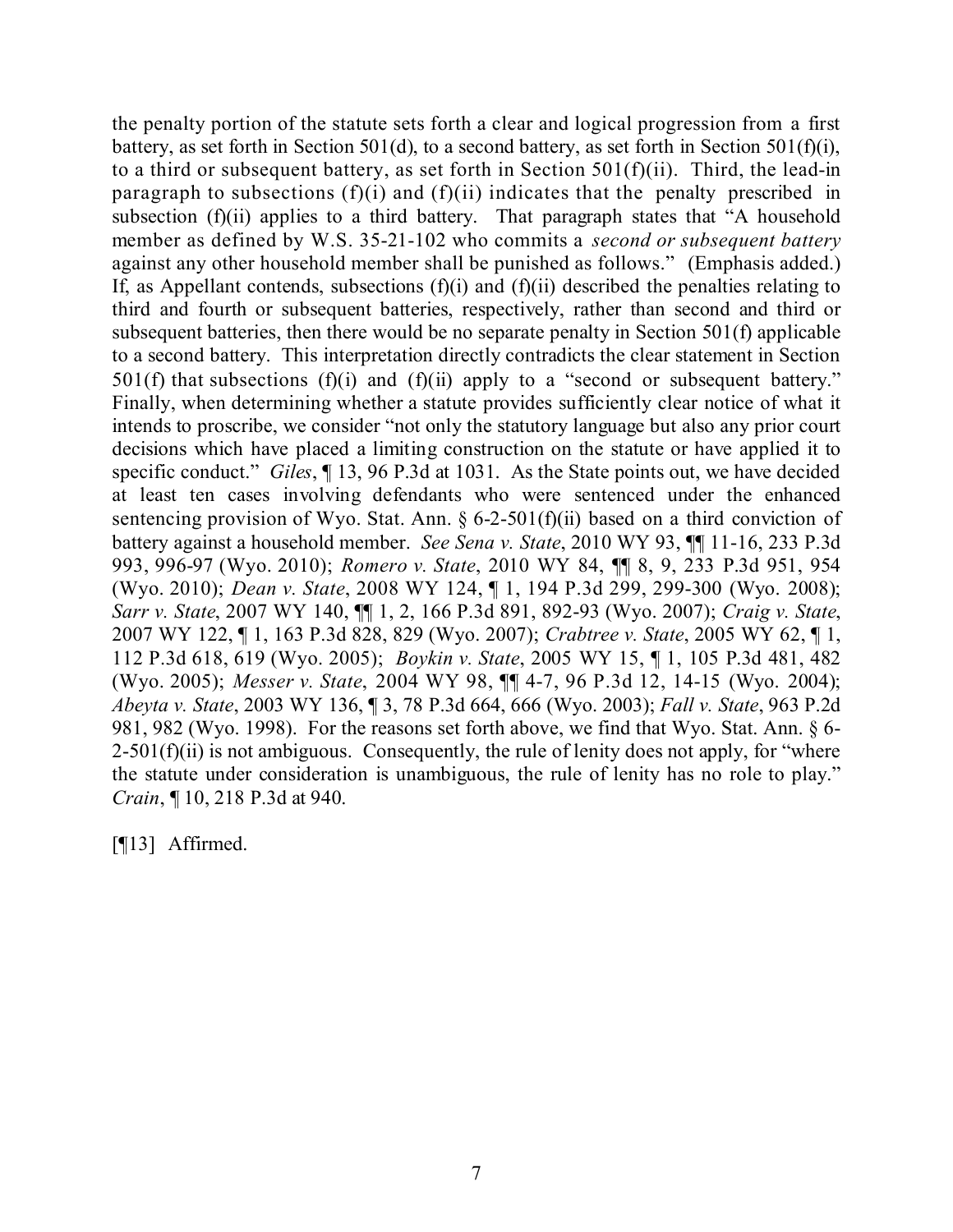the penalty portion of the statute sets forth a clear and logical progression from a first battery, as set forth in Section 501(d), to a second battery, as set forth in Section 501(f)(i), to a third or subsequent battery, as set forth in Section 501(f)(ii). Third, the lead-in paragraph to subsections (f)(i) and (f)(ii) indicates that the penalty prescribed in subsection (f)(ii) applies to a third battery. That paragraph states that "A household member as defined by W.S. 35-21-102 who commits a *second or subsequent battery* against any other household member shall be punished as follows." (Emphasis added.) If, as Appellant contends, subsections (f)(i) and (f)(ii) described the penalties relating to third and fourth or subsequent batteries, respectively, rather than second and third or subsequent batteries, then there would be no separate penalty in Section 501(f) applicable to a second battery. This interpretation directly contradicts the clear statement in Section 501(f) that subsections (f)(i) and (f)(ii) apply to a "second or subsequent battery." Finally, when determining whether a statute provides sufficiently clear notice of what it intends to proscribe, we consider "not only the statutory language but also any prior court decisions which have placed a limiting construction on the statute or have applied it to specific conduct." *Giles*, ¶ 13, 96 P.3d at 1031. As the State points out, we have decided at least ten cases involving defendants who were sentenced under the enhanced sentencing provision of Wyo. Stat. Ann. § 6-2-501(f)(ii) based on a third conviction of battery against a household member. *See Sena v. State*, 2010 WY 93, ¶¶ 11-16, 233 P.3d 993, 996-97 (Wyo. 2010); *Romero v. State*, 2010 WY 84, ¶¶ 8, 9, 233 P.3d 951, 954 (Wyo. 2010); *Dean v. State*, 2008 WY 124, ¶ 1, 194 P.3d 299, 299-300 (Wyo. 2008); *Sarr v. State*, 2007 WY 140, ¶¶ 1, 2, 166 P.3d 891, 892-93 (Wyo. 2007); *Craig v. State*, 2007 WY 122, ¶ 1, 163 P.3d 828, 829 (Wyo. 2007); *Crabtree v. State*, 2005 WY 62, ¶ 1, 112 P.3d 618, 619 (Wyo. 2005); *Boykin v. State*, 2005 WY 15, ¶ 1, 105 P.3d 481, 482 (Wyo. 2005); *Messer v. State*, 2004 WY 98, ¶¶ 4-7, 96 P.3d 12, 14-15 (Wyo. 2004); *Abeyta v. State*, 2003 WY 136, ¶ 3, 78 P.3d 664, 666 (Wyo. 2003); *Fall v. State*, 963 P.2d 981, 982 (Wyo. 1998). For the reasons set forth above, we find that Wyo. Stat. Ann. § 6-2-501(f)(ii) is not ambiguous. Consequently, the rule of lenity does not apply, for "where the statute under consideration is unambiguous, the rule of lenity has no role to play." *Crain*, ¶ 10, 218 P.3d at 940.

[¶13] Affirmed.